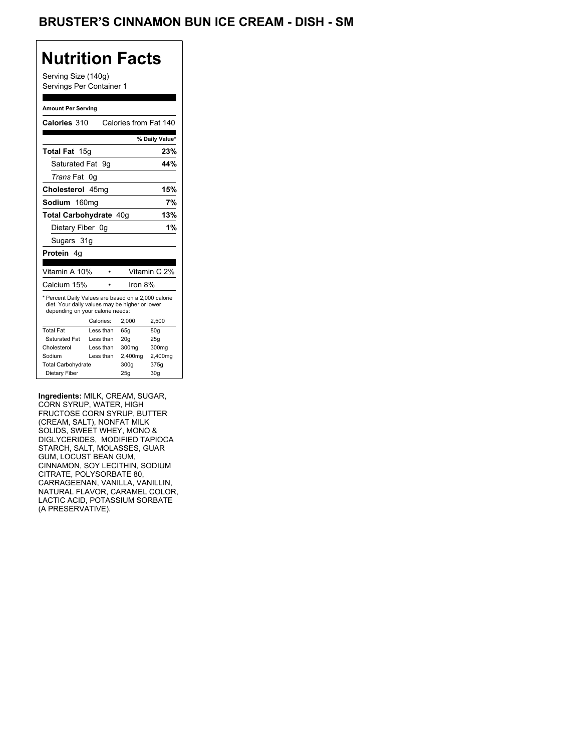# BRUSTER'S CINNAMON BUN ICE CREAM - DISH - SM

## Nutrition Facts

Serving Size (140g)
Servings Per Container 1

**Amount Per Serving**

| | |
|---|---|
| **Calories** 310 | Calories from Fat 140 |
| | **% Daily Value*** |
| **Total Fat** 15g | **23%** |
| Saturated Fat 9g | **44%** |
| *Trans* Fat 0g | |
| **Cholesterol** 45mg | **15%** |
| **Sodium** 160mg | **7%** |
| **Total Carbohydrate** 40g | **13%** |
| Dietary Fiber 0g | **1%** |
| Sugars 31g | |
| **Protein** 4g | |

| | |
|---|---|
| Vitamin A 10% | Vitamin C 2% |
| Calcium 15% | Iron 8% |

* Percent Daily Values are based on a 2,000 calorie diet. Your daily values may be higher or lower depending on your calorie needs:

| | Calories: | 2,000 | 2,500 |
|---|---|---|---|
| Total Fat | Less than | 65g | 80g |
| Saturated Fat | Less than | 20g | 25g |
| Cholesterol | Less than | 300mg | 300mg |
| Sodium | Less than | 2,400mg | 2,400mg |
| Total Carbohydrate | | 300g | 375g |
| Dietary Fiber | | 25g | 30g |

**Ingredients:** MILK, CREAM, SUGAR, CORN SYRUP, WATER, HIGH FRUCTOSE CORN SYRUP, BUTTER (CREAM, SALT), NONFAT MILK SOLIDS, SWEET WHEY, MONO & DIGLYCERIDES, MODIFIED TAPIOCA STARCH, SALT, MOLASSES, GUAR GUM, LOCUST BEAN GUM, CINNAMON, SOY LECITHIN, SODIUM CITRATE, POLYSORBATE 80, CARRAGEENAN, VANILLA, VANILLIN, NATURAL FLAVOR, CARAMEL COLOR, LACTIC ACID, POTASSIUM SORBATE (A PRESERVATIVE).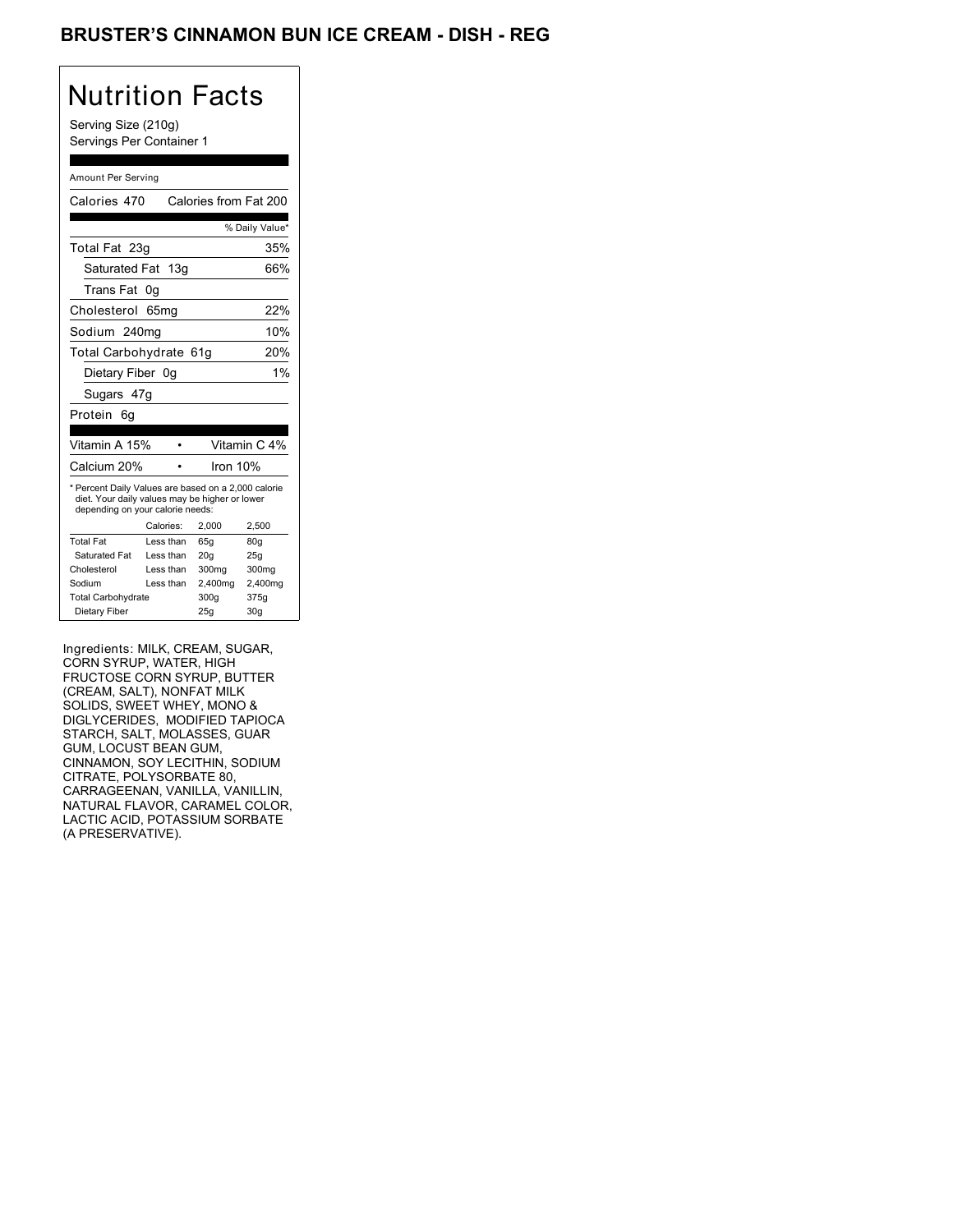# BRUSTER'S CINNAMON BUN ICE CREAM - DISH - REG

## Nutrition Facts

Serving Size (210g)
Servings Per Container 1

Amount Per Serving

| Calories 470 | Calories from Fat 200 |
|---|---|
| | % Daily Value* |
| Total Fat 23g | 35% |
| Saturated Fat 13g | 66% |
| Trans Fat 0g | |
| Cholesterol 65mg | 22% |
| Sodium 240mg | 10% |
| Total Carbohydrate 61g | 20% |
| Dietary Fiber 0g | 1% |
| Sugars 47g | |
| Protein 6g | |

| Vitamin A 15% | • | Vitamin C 4% |
|---|---|---|
| Calcium 20% | • | Iron 10% |

* Percent Daily Values are based on a 2,000 calorie diet. Your daily values may be higher or lower depending on your calorie needs:

| | Calories: | 2,000 | 2,500 |
|---|---|---|---|
| Total Fat | Less than | 65g | 80g |
| Saturated Fat | Less than | 20g | 25g |
| Cholesterol | Less than | 300mg | 300mg |
| Sodium | Less than | 2,400mg | 2,400mg |
| Total Carbohydrate | | 300g | 375g |
| Dietary Fiber | | 25g | 30g |

Ingredients: MILK, CREAM, SUGAR, CORN SYRUP, WATER, HIGH FRUCTOSE CORN SYRUP, BUTTER (CREAM, SALT), NONFAT MILK SOLIDS, SWEET WHEY, MONO & DIGLYCERIDES, MODIFIED TAPIOCA STARCH, SALT, MOLASSES, GUAR GUM, LOCUST BEAN GUM, CINNAMON, SOY LECITHIN, SODIUM CITRATE, POLYSORBATE 80, CARRAGEENAN, VANILLA, VANILLIN, NATURAL FLAVOR, CARAMEL COLOR, LACTIC ACID, POTASSIUM SORBATE (A PRESERVATIVE).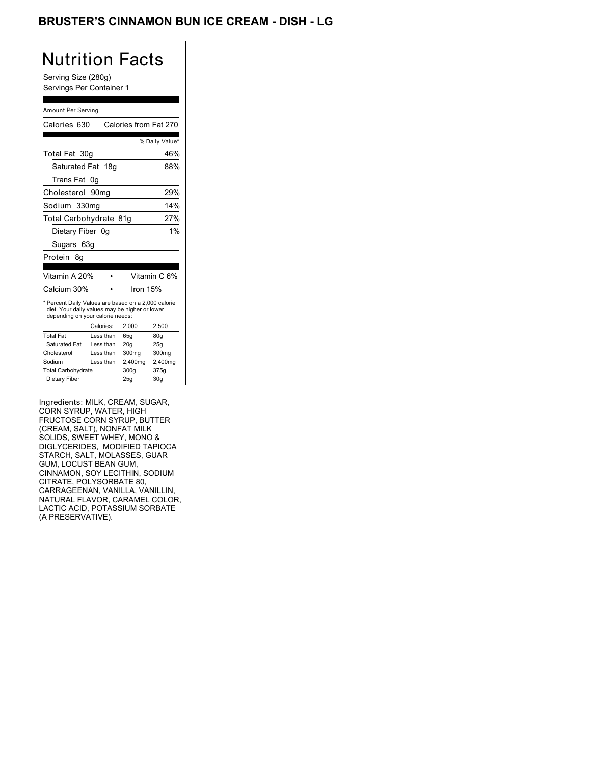# BRUSTER'S CINNAMON BUN ICE CREAM - DISH - LG

## Nutrition Facts

Serving Size (280g)
Servings Per Container 1

Amount Per Serving

| Calories 630 | Calories from Fat 270 |
|---|---|
| | % Daily Value* |
| Total Fat 30g | 46% |
| Saturated Fat 18g | 88% |
| Trans Fat 0g | |
| Cholesterol 90mg | 29% |
| Sodium 330mg | 14% |
| Total Carbohydrate 81g | 27% |
| Dietary Fiber 0g | 1% |
| Sugars 63g | |
| Protein 8g | |

| Vitamin A 20% | • | Vitamin C 6% |
|---|---|---|
| Calcium 30% | • | Iron 15% |

* Percent Daily Values are based on a 2,000 calorie diet. Your daily values may be higher or lower depending on your calorie needs:

| | Calories: | 2,000 | 2,500 |
|---|---|---|---|
| Total Fat | Less than | 65g | 80g |
| Saturated Fat | Less than | 20g | 25g |
| Cholesterol | Less than | 300mg | 300mg |
| Sodium | Less than | 2,400mg | 2,400mg |
| Total Carbohydrate | | 300g | 375g |
| Dietary Fiber | | 25g | 30g |

Ingredients: MILK, CREAM, SUGAR, CORN SYRUP, WATER, HIGH FRUCTOSE CORN SYRUP, BUTTER (CREAM, SALT), NONFAT MILK SOLIDS, SWEET WHEY, MONO & DIGLYCERIDES, MODIFIED TAPIOCA STARCH, SALT, MOLASSES, GUAR GUM, LOCUST BEAN GUM, CINNAMON, SOY LECITHIN, SODIUM CITRATE, POLYSORBATE 80, CARRAGEENAN, VANILLA, VANILLIN, NATURAL FLAVOR, CARAMEL COLOR, LACTIC ACID, POTASSIUM SORBATE (A PRESERVATIVE).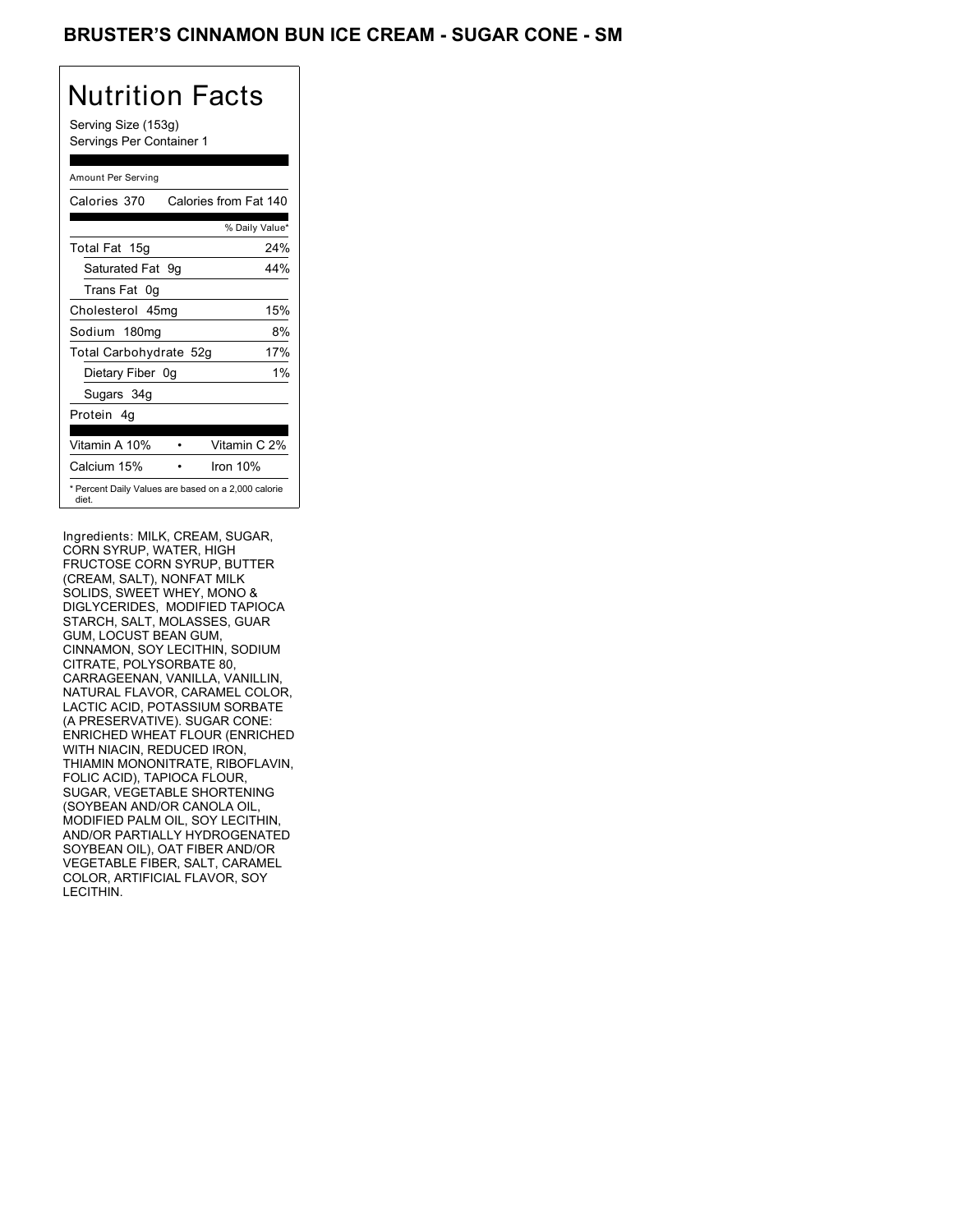# BRUSTER'S CINNAMON BUN ICE CREAM - SUGAR CONE - SM

## Nutrition Facts

Serving Size (153g)
Servings Per Container 1

Amount Per Serving

| | |
|---|---|
| Calories 370 | Calories from Fat 140 |
| | % Daily Value* |
| Total Fat 15g | 24% |
| Saturated Fat 9g | 44% |
| Trans Fat 0g | |
| Cholesterol 45mg | 15% |
| Sodium 180mg | 8% |
| Total Carbohydrate 52g | 17% |
| Dietary Fiber 0g | 1% |
| Sugars 34g | |
| Protein 4g | |

| | |
|---|---|
| Vitamin A 10% | Vitamin C 2% |
| Calcium 15% | Iron 10% |

* Percent Daily Values are based on a 2,000 calorie diet.

Ingredients: MILK, CREAM, SUGAR, CORN SYRUP, WATER, HIGH FRUCTOSE CORN SYRUP, BUTTER (CREAM, SALT), NONFAT MILK SOLIDS, SWEET WHEY, MONO & DIGLYCERIDES, MODIFIED TAPIOCA STARCH, SALT, MOLASSES, GUAR GUM, LOCUST BEAN GUM, CINNAMON, SOY LECITHIN, SODIUM CITRATE, POLYSORBATE 80, CARRAGEENAN, VANILLA, VANILLIN, NATURAL FLAVOR, CARAMEL COLOR, LACTIC ACID, POTASSIUM SORBATE (A PRESERVATIVE). SUGAR CONE: ENRICHED WHEAT FLOUR (ENRICHED WITH NIACIN, REDUCED IRON, THIAMIN MONONITRATE, RIBOFLAVIN, FOLIC ACID), TAPIOCA FLOUR, SUGAR, VEGETABLE SHORTENING (SOYBEAN AND/OR CANOLA OIL, MODIFIED PALM OIL, SOY LECITHIN, AND/OR PARTIALLY HYDROGENATED SOYBEAN OIL), OAT FIBER AND/OR VEGETABLE FIBER, SALT, CARAMEL COLOR, ARTIFICIAL FLAVOR, SOY LECITHIN.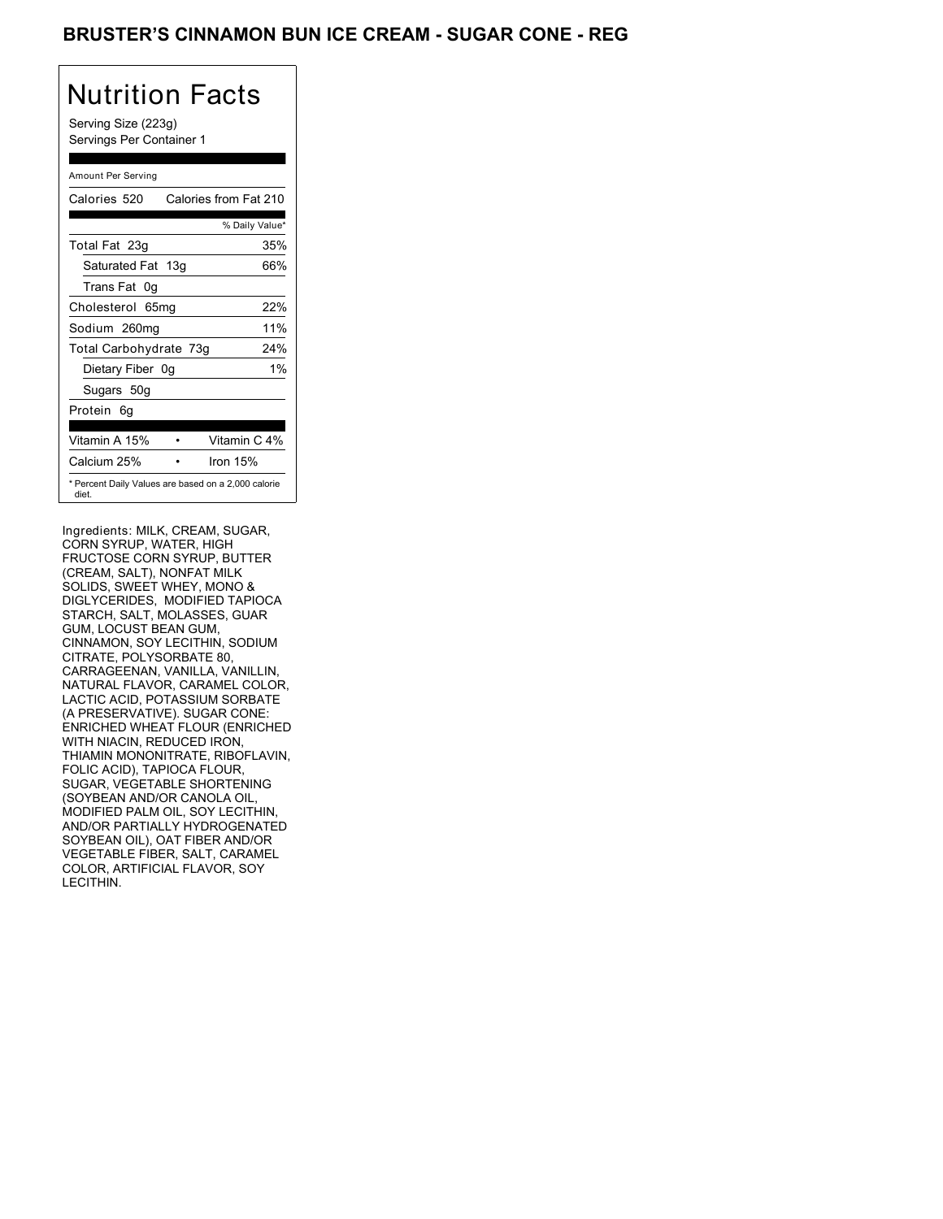# BRUSTER'S CINNAMON BUN ICE CREAM - SUGAR CONE - REG

## Nutrition Facts

Serving Size (223g)
Servings Per Container 1

Amount Per Serving

| Calories 520 | Calories from Fat 210 |
|---|---|
| | % Daily Value* |
| Total Fat 23g | 35% |
| Saturated Fat 13g | 66% |
| Trans Fat 0g | |
| Cholesterol 65mg | 22% |
| Sodium 260mg | 11% |
| Total Carbohydrate 73g | 24% |
| Dietary Fiber 0g | 1% |
| Sugars 50g | |
| Protein 6g | |

| Vitamin A 15% | • | Vitamin C 4% |
|---|---|---|
| Calcium 25% | • | Iron 15% |

* Percent Daily Values are based on a 2,000 calorie diet.

Ingredients: MILK, CREAM, SUGAR, CORN SYRUP, WATER, HIGH FRUCTOSE CORN SYRUP, BUTTER (CREAM, SALT), NONFAT MILK SOLIDS, SWEET WHEY, MONO & DIGLYCERIDES, MODIFIED TAPIOCA STARCH, SALT, MOLASSES, GUAR GUM, LOCUST BEAN GUM, CINNAMON, SOY LECITHIN, SODIUM CITRATE, POLYSORBATE 80, CARRAGEENAN, VANILLA, VANILLIN, NATURAL FLAVOR, CARAMEL COLOR, LACTIC ACID, POTASSIUM SORBATE (A PRESERVATIVE). SUGAR CONE: ENRICHED WHEAT FLOUR (ENRICHED WITH NIACIN, REDUCED IRON, THIAMIN MONONITRATE, RIBOFLAVIN, FOLIC ACID), TAPIOCA FLOUR, SUGAR, VEGETABLE SHORTENING (SOYBEAN AND/OR CANOLA OIL, MODIFIED PALM OIL, SOY LECITHIN, AND/OR PARTIALLY HYDROGENATED SOYBEAN OIL), OAT FIBER AND/OR VEGETABLE FIBER, SALT, CARAMEL COLOR, ARTIFICIAL FLAVOR, SOY LECITHIN.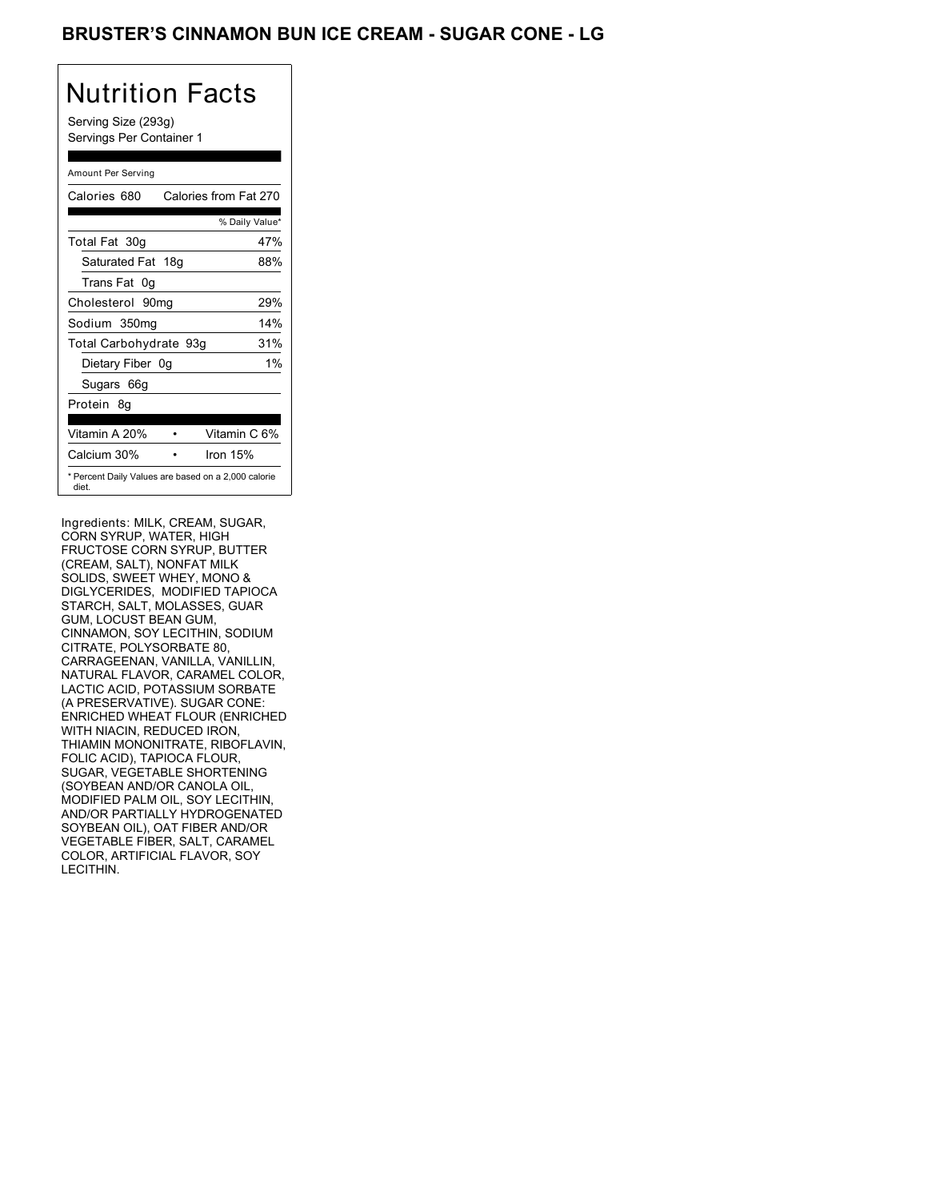# BRUSTER'S CINNAMON BUN ICE CREAM - SUGAR CONE - LG

## Nutrition Facts

Serving Size (293g)
Servings Per Container 1

Amount Per Serving

| Nutrient | Amount | % Daily Value* |
|---|---|---|
| Calories | 680 | Calories from Fat 270 |
| Total Fat | 30g | 47% |
| Saturated Fat | 18g | 88% |
| Trans Fat | 0g | |
| Cholesterol | 90mg | 29% |
| Sodium | 350mg | 14% |
| Total Carbohydrate | 93g | 31% |
| Dietary Fiber | 0g | 1% |
| Sugars | 66g | |
| Protein | 8g | |

| | |
|---|---|
| Vitamin A 20% | Vitamin C 6% |
| Calcium 30% | Iron 15% |

* Percent Daily Values are based on a 2,000 calorie diet.

Ingredients: MILK, CREAM, SUGAR, CORN SYRUP, WATER, HIGH FRUCTOSE CORN SYRUP, BUTTER (CREAM, SALT), NONFAT MILK SOLIDS, SWEET WHEY, MONO & DIGLYCERIDES, MODIFIED TAPIOCA STARCH, SALT, MOLASSES, GUAR GUM, LOCUST BEAN GUM, CINNAMON, SOY LECITHIN, SODIUM CITRATE, POLYSORBATE 80, CARRAGEENAN, VANILLA, VANILLIN, NATURAL FLAVOR, CARAMEL COLOR, LACTIC ACID, POTASSIUM SORBATE (A PRESERVATIVE). SUGAR CONE: ENRICHED WHEAT FLOUR (ENRICHED WITH NIACIN, REDUCED IRON, THIAMIN MONONITRATE, RIBOFLAVIN, FOLIC ACID), TAPIOCA FLOUR, SUGAR, VEGETABLE SHORTENING (SOYBEAN AND/OR CANOLA OIL, MODIFIED PALM OIL, SOY LECITHIN, AND/OR PARTIALLY HYDROGENATED SOYBEAN OIL), OAT FIBER AND/OR VEGETABLE FIBER, SALT, CARAMEL COLOR, ARTIFICIAL FLAVOR, SOY LECITHIN.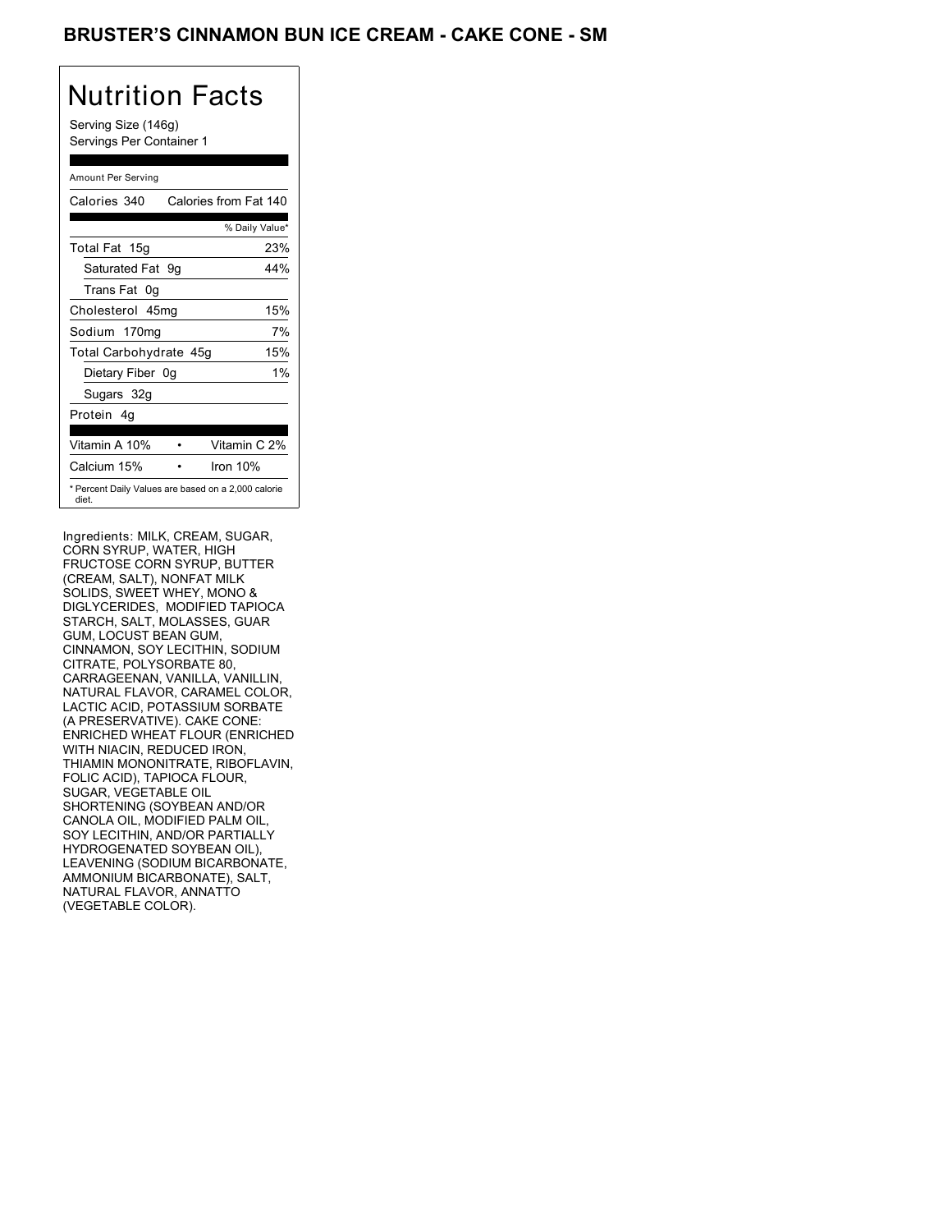# BRUSTER'S CINNAMON BUN ICE CREAM - CAKE CONE - SM

## Nutrition Facts

Serving Size (146g)
Servings Per Container 1

Amount Per Serving

| Calories 340 | Calories from Fat 140 |
|---|---|
| | % Daily Value* |
| Total Fat 15g | 23% |
| Saturated Fat 9g | 44% |
| Trans Fat 0g | |
| Cholesterol 45mg | 15% |
| Sodium 170mg | 7% |
| Total Carbohydrate 45g | 15% |
| Dietary Fiber 0g | 1% |
| Sugars 32g | |
| Protein 4g | |

| Vitamin A 10% | • | Vitamin C 2% |
|---|---|---|
| Calcium 15% | • | Iron 10% |

* Percent Daily Values are based on a 2,000 calorie diet.

Ingredients: MILK, CREAM, SUGAR, CORN SYRUP, WATER, HIGH FRUCTOSE CORN SYRUP, BUTTER (CREAM, SALT), NONFAT MILK SOLIDS, SWEET WHEY, MONO & DIGLYCERIDES, MODIFIED TAPIOCA STARCH, SALT, MOLASSES, GUAR GUM, LOCUST BEAN GUM, CINNAMON, SOY LECITHIN, SODIUM CITRATE, POLYSORBATE 80, CARRAGEENAN, VANILLA, VANILLIN, NATURAL FLAVOR, CARAMEL COLOR, LACTIC ACID, POTASSIUM SORBATE (A PRESERVATIVE). CAKE CONE: ENRICHED WHEAT FLOUR (ENRICHED WITH NIACIN, REDUCED IRON, THIAMIN MONONITRATE, RIBOFLAVIN, FOLIC ACID), TAPIOCA FLOUR, SUGAR, VEGETABLE OIL SHORTENING (SOYBEAN AND/OR CANOLA OIL, MODIFIED PALM OIL, SOY LECITHIN, AND/OR PARTIALLY HYDROGENATED SOYBEAN OIL), LEAVENING (SODIUM BICARBONATE, AMMONIUM BICARBONATE), SALT, NATURAL FLAVOR, ANNATTO (VEGETABLE COLOR).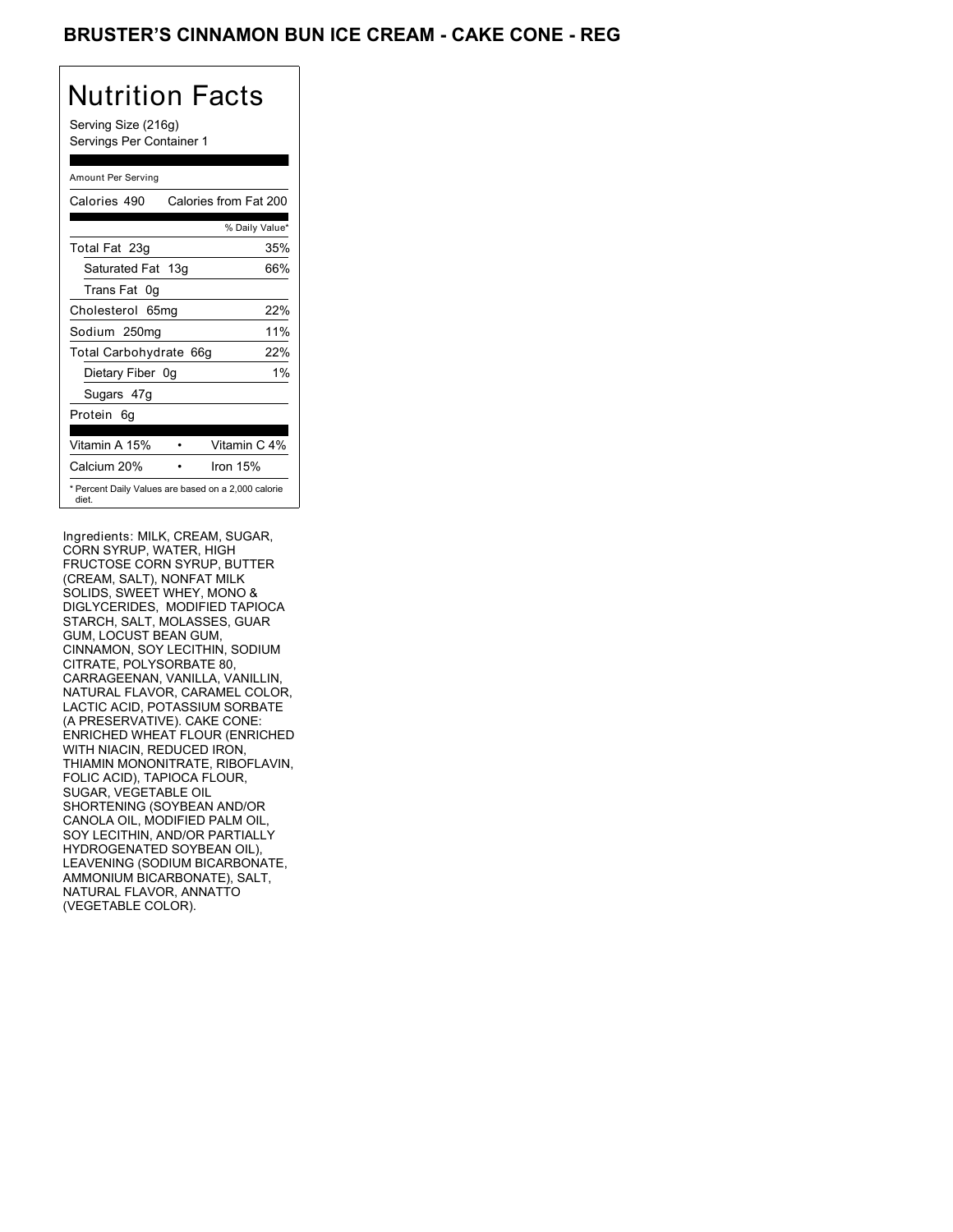# BRUSTER'S CINNAMON BUN ICE CREAM - CAKE CONE - REG

## Nutrition Facts

Serving Size (216g)
Servings Per Container 1

Amount Per Serving

| Calories 490 | Calories from Fat 200 |
|---|---|
| | % Daily Value* |
| Total Fat 23g | 35% |
| Saturated Fat 13g | 66% |
| Trans Fat 0g | |
| Cholesterol 65mg | 22% |
| Sodium 250mg | 11% |
| Total Carbohydrate 66g | 22% |
| Dietary Fiber 0g | 1% |
| Sugars 47g | |
| Protein 6g | |
| Vitamin A 15% • | Vitamin C 4% |
| Calcium 20% • | Iron 15% |

* Percent Daily Values are based on a 2,000 calorie diet.

Ingredients: MILK, CREAM, SUGAR, CORN SYRUP, WATER, HIGH FRUCTOSE CORN SYRUP, BUTTER (CREAM, SALT), NONFAT MILK SOLIDS, SWEET WHEY, MONO & DIGLYCERIDES, MODIFIED TAPIOCA STARCH, SALT, MOLASSES, GUAR GUM, LOCUST BEAN GUM, CINNAMON, SOY LECITHIN, SODIUM CITRATE, POLYSORBATE 80, CARRAGEENAN, VANILLA, VANILLIN, NATURAL FLAVOR, CARAMEL COLOR, LACTIC ACID, POTASSIUM SORBATE (A PRESERVATIVE). CAKE CONE: ENRICHED WHEAT FLOUR (ENRICHED WITH NIACIN, REDUCED IRON, THIAMIN MONONITRATE, RIBOFLAVIN, FOLIC ACID), TAPIOCA FLOUR, SUGAR, VEGETABLE OIL SHORTENING (SOYBEAN AND/OR CANOLA OIL, MODIFIED PALM OIL, SOY LECITHIN, AND/OR PARTIALLY HYDROGENATED SOYBEAN OIL), LEAVENING (SODIUM BICARBONATE, AMMONIUM BICARBONATE), SALT, NATURAL FLAVOR, ANNATTO (VEGETABLE COLOR).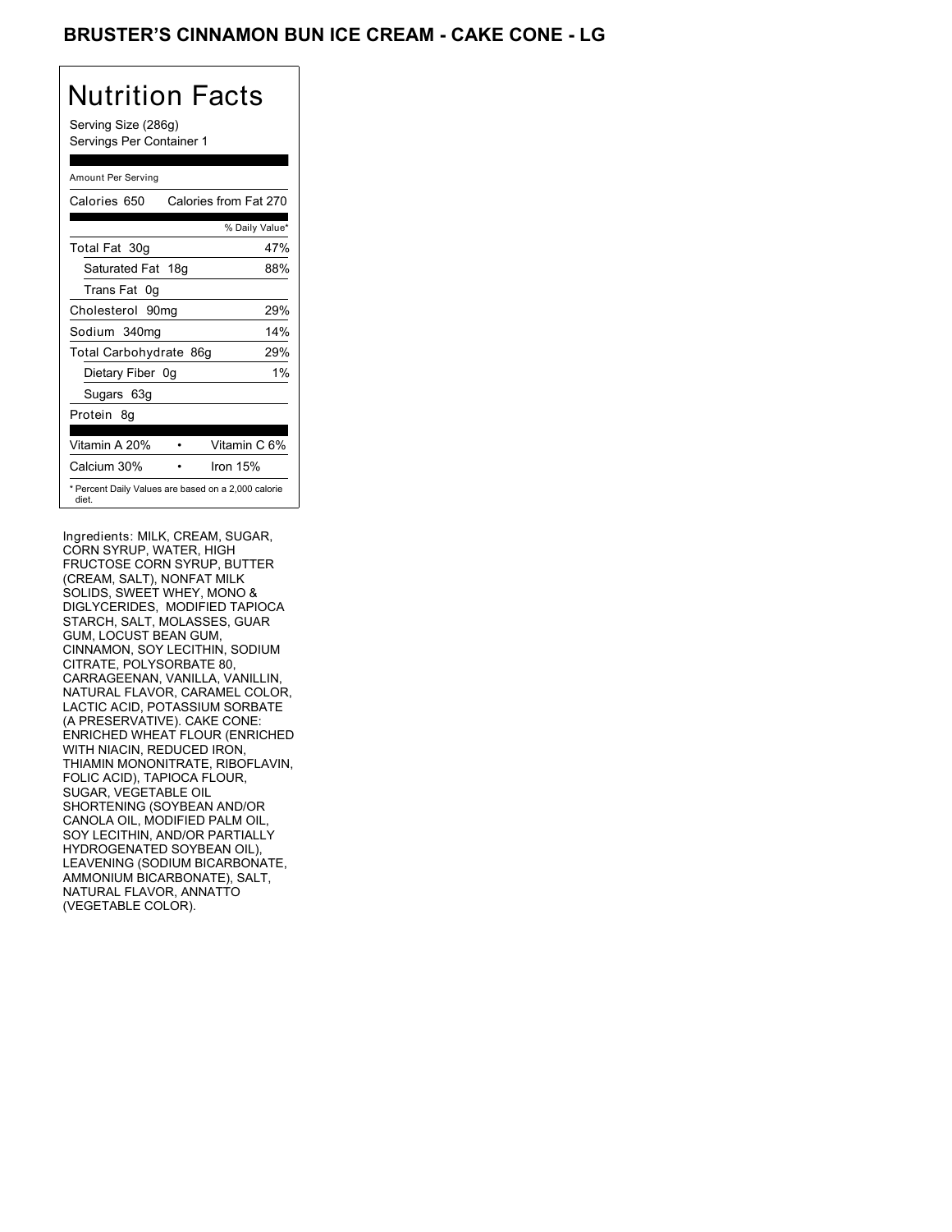# BRUSTER'S CINNAMON BUN ICE CREAM - CAKE CONE - LG

## Nutrition Facts

Serving Size (286g)
Servings Per Container 1

Amount Per Serving

| Calories 650 | Calories from Fat 270 |
|---|---|
| | % Daily Value* |
| Total Fat 30g | 47% |
| Saturated Fat 18g | 88% |
| Trans Fat 0g | |
| Cholesterol 90mg | 29% |
| Sodium 340mg | 14% |
| Total Carbohydrate 86g | 29% |
| Dietary Fiber 0g | 1% |
| Sugars 63g | |
| Protein 8g | |

| Vitamin A 20% | • | Vitamin C 6% |
|---|---|---|
| Calcium 30% | • | Iron 15% |

* Percent Daily Values are based on a 2,000 calorie diet.

Ingredients: MILK, CREAM, SUGAR, CORN SYRUP, WATER, HIGH FRUCTOSE CORN SYRUP, BUTTER (CREAM, SALT), NONFAT MILK SOLIDS, SWEET WHEY, MONO & DIGLYCERIDES, MODIFIED TAPIOCA STARCH, SALT, MOLASSES, GUAR GUM, LOCUST BEAN GUM, CINNAMON, SOY LECITHIN, SODIUM CITRATE, POLYSORBATE 80, CARRAGEENAN, VANILLA, VANILLIN, NATURAL FLAVOR, CARAMEL COLOR, LACTIC ACID, POTASSIUM SORBATE (A PRESERVATIVE). CAKE CONE: ENRICHED WHEAT FLOUR (ENRICHED WITH NIACIN, REDUCED IRON, THIAMIN MONONITRATE, RIBOFLAVIN, FOLIC ACID), TAPIOCA FLOUR, SUGAR, VEGETABLE OIL SHORTENING (SOYBEAN AND/OR CANOLA OIL, MODIFIED PALM OIL, SOY LECITHIN, AND/OR PARTIALLY HYDROGENATED SOYBEAN OIL), LEAVENING (SODIUM BICARBONATE, AMMONIUM BICARBONATE), SALT, NATURAL FLAVOR, ANNATTO (VEGETABLE COLOR).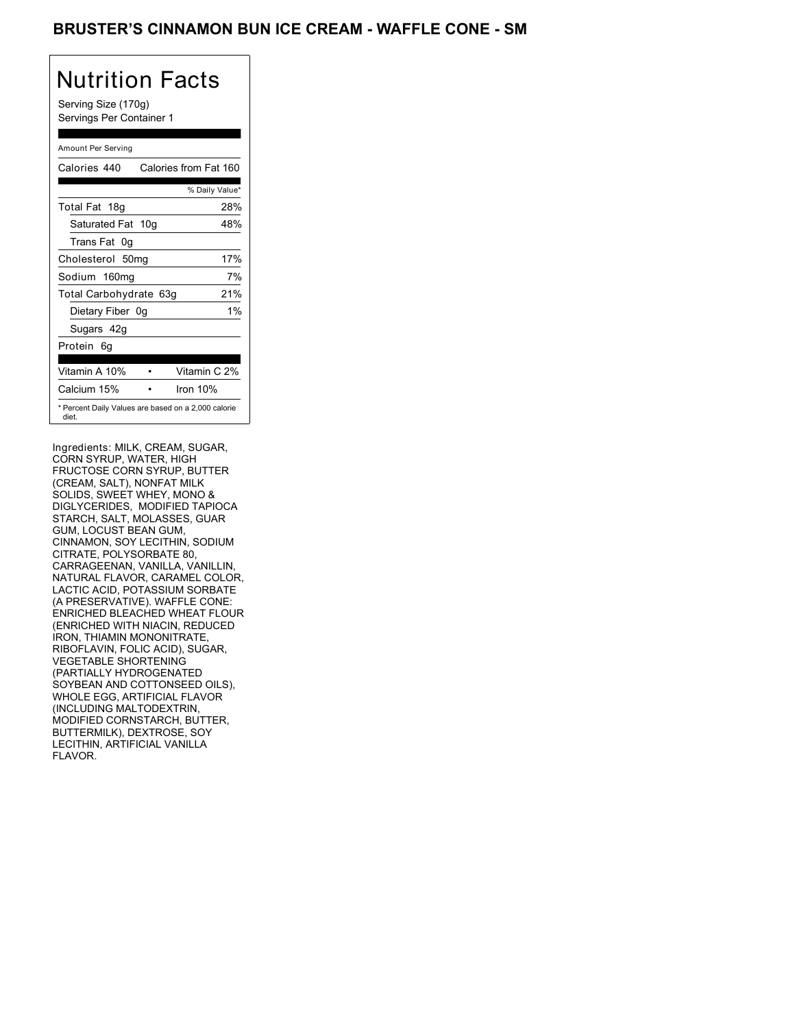# BRUSTER'S CINNAMON BUN ICE CREAM - WAFFLE CONE - SM

## Nutrition Facts

Serving Size (170g)
Servings Per Container 1

Amount Per Serving

| Calories 440 | Calories from Fat 160 |
|---|---|
| | % Daily Value* |
| Total Fat 18g | 28% |
| Saturated Fat 10g | 48% |
| Trans Fat 0g | |
| Cholesterol 50mg | 17% |
| Sodium 160mg | 7% |
| Total Carbohydrate 63g | 21% |
| Dietary Fiber 0g | 1% |
| Sugars 42g | |
| Protein 6g | |

| Vitamin A 10% | • | Vitamin C 2% |
|---|---|---|
| Calcium 15% | • | Iron 10% |

* Percent Daily Values are based on a 2,000 calorie diet.

Ingredients: MILK, CREAM, SUGAR, CORN SYRUP, WATER, HIGH FRUCTOSE CORN SYRUP, BUTTER (CREAM, SALT), NONFAT MILK SOLIDS, SWEET WHEY, MONO & DIGLYCERIDES, MODIFIED TAPIOCA STARCH, SALT, MOLASSES, GUAR GUM, LOCUST BEAN GUM, CINNAMON, SOY LECITHIN, SODIUM CITRATE, POLYSORBATE 80, CARRAGEENAN, VANILLA, VANILLIN, NATURAL FLAVOR, CARAMEL COLOR, LACTIC ACID, POTASSIUM SORBATE (A PRESERVATIVE). WAFFLE CONE: ENRICHED BLEACHED WHEAT FLOUR (ENRICHED WITH NIACIN, REDUCED IRON, THIAMIN MONONITRATE, RIBOFLAVIN, FOLIC ACID), SUGAR, VEGETABLE SHORTENING (PARTIALLY HYDROGENATED SOYBEAN AND COTTONSEED OILS), WHOLE EGG, ARTIFICIAL FLAVOR (INCLUDING MALTODEXTRIN, MODIFIED CORNSTARCH, BUTTER, BUTTERMILK), DEXTROSE, SOY LECITHIN, ARTIFICIAL VANILLA FLAVOR.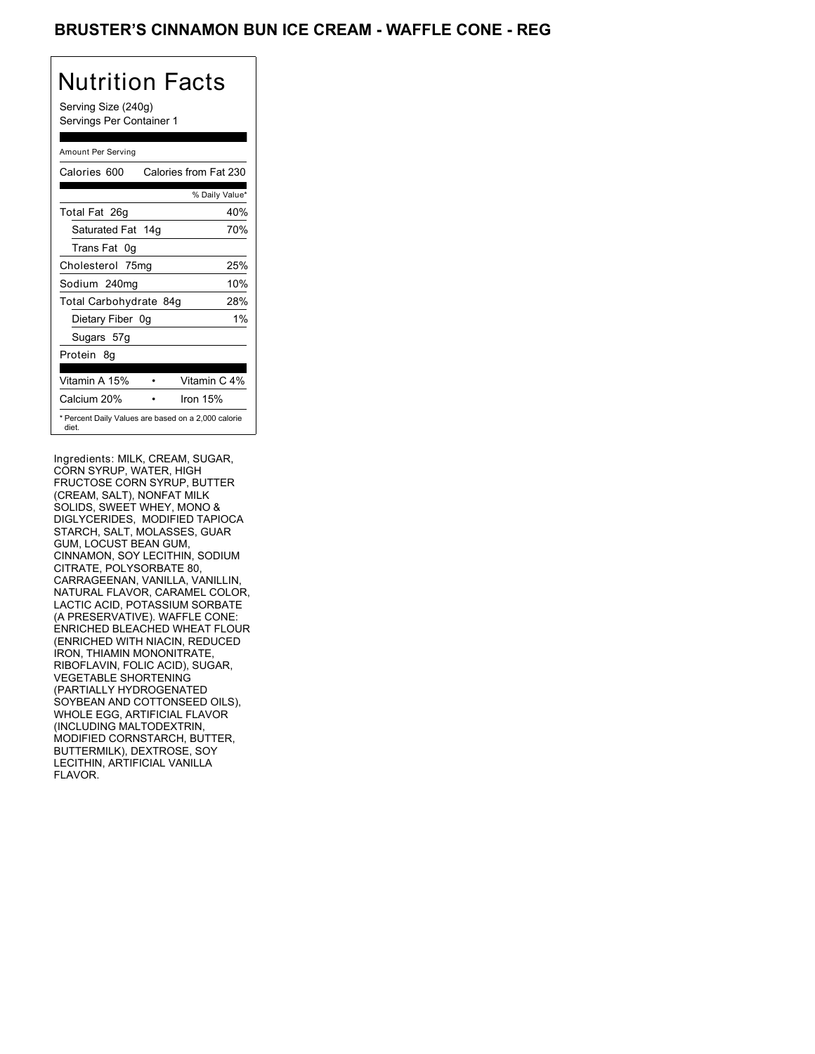# BRUSTER'S CINNAMON BUN ICE CREAM - WAFFLE CONE - REG

## Nutrition Facts

Serving Size (240g)
Servings Per Container 1

Amount Per Serving

| Calories 600 | Calories from Fat 230 |
|---|---|
| | % Daily Value* |
| Total Fat 26g | 40% |
| Saturated Fat 14g | 70% |
| Trans Fat 0g | |
| Cholesterol 75mg | 25% |
| Sodium 240mg | 10% |
| Total Carbohydrate 84g | 28% |
| Dietary Fiber 0g | 1% |
| Sugars 57g | |
| Protein 8g | |

| Vitamin A 15% | • | Vitamin C 4% |
|---|---|---|
| Calcium 20% | • | Iron 15% |

* Percent Daily Values are based on a 2,000 calorie diet.

Ingredients: MILK, CREAM, SUGAR, CORN SYRUP, WATER, HIGH FRUCTOSE CORN SYRUP, BUTTER (CREAM, SALT), NONFAT MILK SOLIDS, SWEET WHEY, MONO & DIGLYCERIDES, MODIFIED TAPIOCA STARCH, SALT, MOLASSES, GUAR GUM, LOCUST BEAN GUM, CINNAMON, SOY LECITHIN, SODIUM CITRATE, POLYSORBATE 80, CARRAGEENAN, VANILLA, VANILLIN, NATURAL FLAVOR, CARAMEL COLOR, LACTIC ACID, POTASSIUM SORBATE (A PRESERVATIVE). WAFFLE CONE: ENRICHED BLEACHED WHEAT FLOUR (ENRICHED WITH NIACIN, REDUCED IRON, THIAMIN MONONITRATE, RIBOFLAVIN, FOLIC ACID), SUGAR, VEGETABLE SHORTENING (PARTIALLY HYDROGENATED SOYBEAN AND COTTONSEED OILS), WHOLE EGG, ARTIFICIAL FLAVOR (INCLUDING MALTODEXTRIN, MODIFIED CORNSTARCH, BUTTER, BUTTERMILK), DEXTROSE, SOY LECITHIN, ARTIFICIAL VANILLA FLAVOR.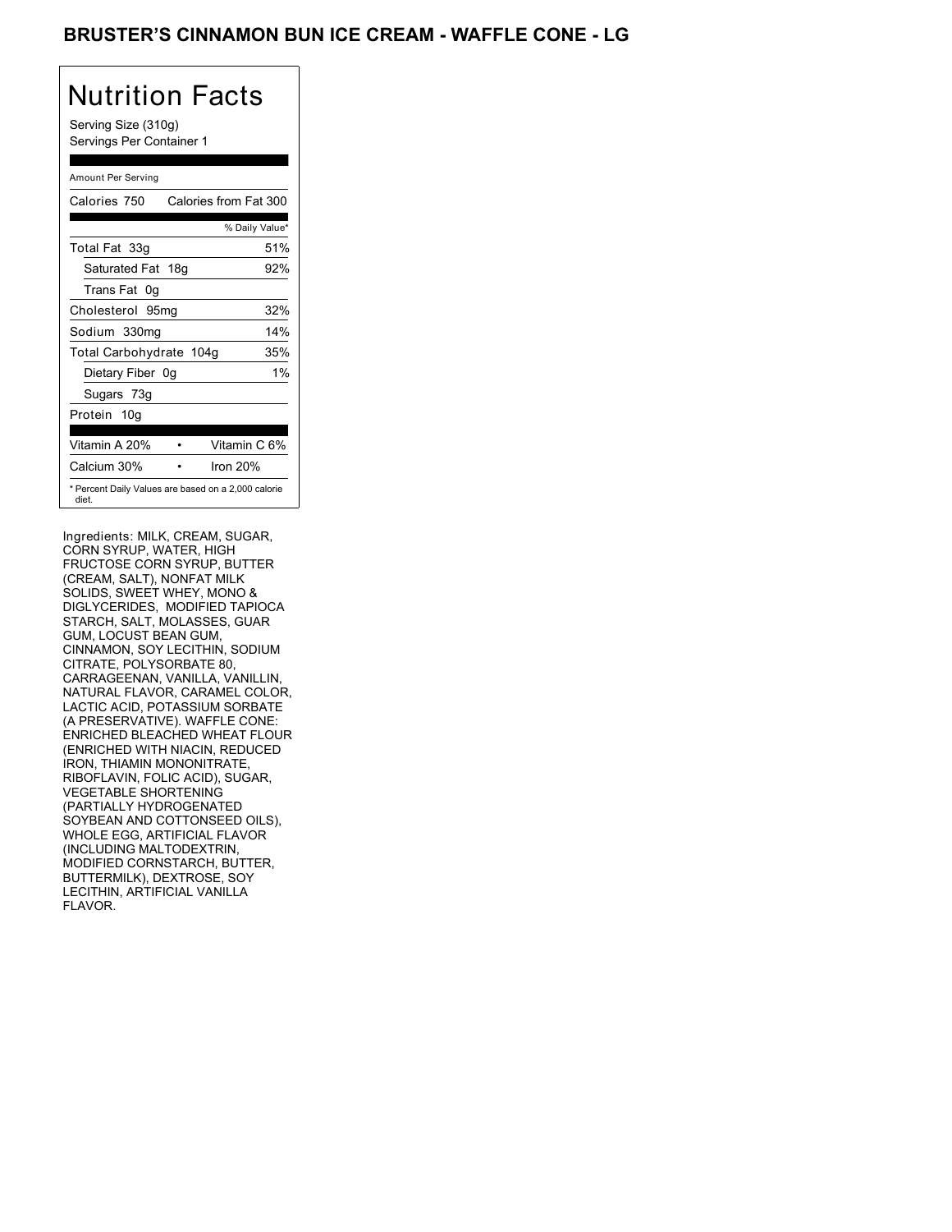# BRUSTER'S CINNAMON BUN ICE CREAM - WAFFLE CONE - LG

## Nutrition Facts

Serving Size (310g)
Servings Per Container 1

| | |
|---|---|
| Amount Per Serving | |
| Calories 750 | Calories from Fat 300 |
| | % Daily Value* |
| Total Fat 33g | 51% |
| Saturated Fat 18g | 92% |
| Trans Fat 0g | |
| Cholesterol 95mg | 32% |
| Sodium 330mg | 14% |
| Total Carbohydrate 104g | 35% |
| Dietary Fiber 0g | 1% |
| Sugars 73g | |
| Protein 10g | |
| Vitamin A 20% • | Vitamin C 6% |
| Calcium 30% • | Iron 20% |

* Percent Daily Values are based on a 2,000 calorie diet.

Ingredients: MILK, CREAM, SUGAR, CORN SYRUP, WATER, HIGH FRUCTOSE CORN SYRUP, BUTTER (CREAM, SALT), NONFAT MILK SOLIDS, SWEET WHEY, MONO & DIGLYCERIDES, MODIFIED TAPIOCA STARCH, SALT, MOLASSES, GUAR GUM, LOCUST BEAN GUM, CINNAMON, SOY LECITHIN, SODIUM CITRATE, POLYSORBATE 80, CARRAGEENAN, VANILLA, VANILLIN, NATURAL FLAVOR, CARAMEL COLOR, LACTIC ACID, POTASSIUM SORBATE (A PRESERVATIVE). WAFFLE CONE: ENRICHED BLEACHED WHEAT FLOUR (ENRICHED WITH NIACIN, REDUCED IRON, THIAMIN MONONITRATE, RIBOFLAVIN, FOLIC ACID), SUGAR, VEGETABLE SHORTENING (PARTIALLY HYDROGENATED SOYBEAN AND COTTONSEED OILS), WHOLE EGG, ARTIFICIAL FLAVOR (INCLUDING MALTODEXTRIN, MODIFIED CORNSTARCH, BUTTER, BUTTERMILK), DEXTROSE, SOY LECITHIN, ARTIFICIAL VANILLA FLAVOR.